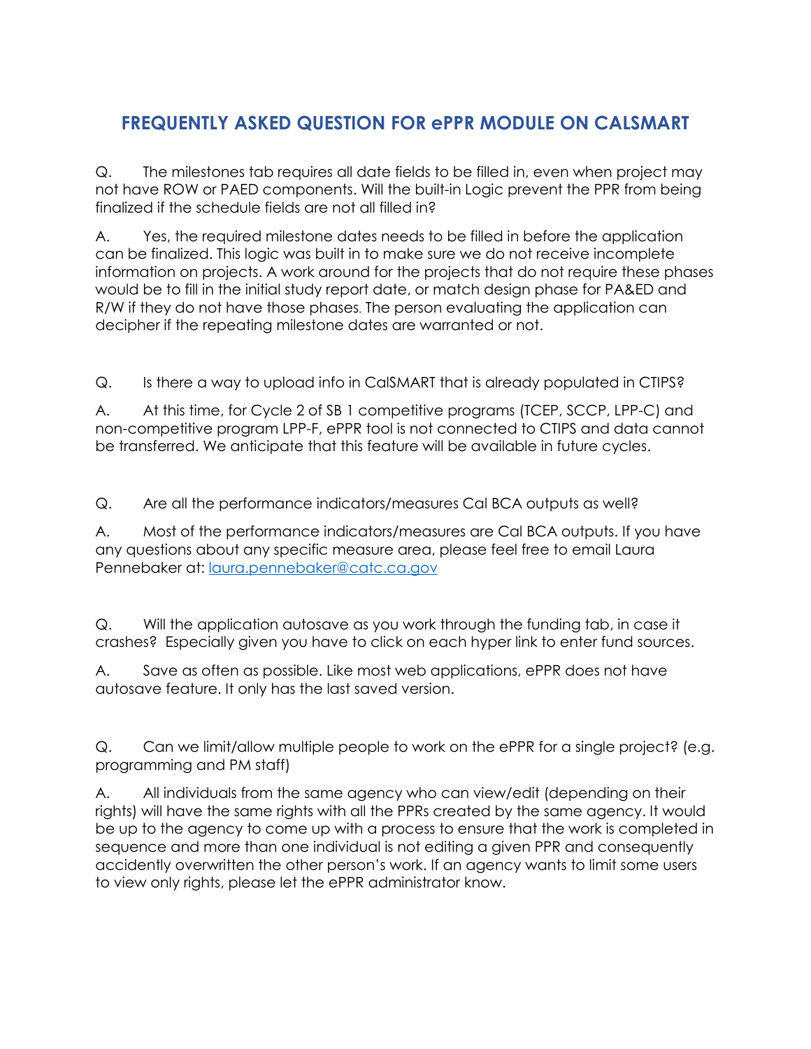# FREQUENTLY ASKED QUESTION FOR ePPR MODULE ON CALSMART

Q. The milestones tab requires all date fields to be filled in, even when project may not have ROW or PAED components. Will the built-in Logic prevent the PPR from being finalized if the schedule fields are not all filled in?

A. Yes, the required milestone dates needs to be filled in before the application can be finalized. This logic was built in to make sure we do not receive incomplete information on projects. A work around for the projects that do not require these phases would be to fill in the initial study report date, or match design phase for PA&ED and R/W if they do not have those phases. The person evaluating the application can decipher if the repeating milestone dates are warranted or not.

Q. Is there a way to upload info in CalSMART that is already populated in CTIPS?

A. At this time, for Cycle 2 of SB 1 competitive programs (TCEP, SCCP, LPP-C) and non-competitive program LPP-F, ePPR tool is not connected to CTIPS and data cannot be transferred. We anticipate that this feature will be available in future cycles.

Q. Are all the performance indicators/measures Cal BCA outputs as well?

A. Most of the performance indicators/measures are Cal BCA outputs. If you have any questions about any specific measure area, please feel free to email Laura Pennebaker at: laura.pennebaker@catc.ca.gov

Q. Will the application autosave as you work through the funding tab, in case it crashes? Especially given you have to click on each hyper link to enter fund sources.

A. Save as often as possible. Like most web applications, ePPR does not have autosave feature. It only has the last saved version.

Q. Can we limit/allow multiple people to work on the ePPR for a single project? (e.g. programming and PM staff)

A. All individuals from the same agency who can view/edit (depending on their rights) will have the same rights with all the PPRs created by the same agency. It would be up to the agency to come up with a process to ensure that the work is completed in sequence and more than one individual is not editing a given PPR and consequently accidently overwritten the other person's work. If an agency wants to limit some users to view only rights, please let the ePPR administrator know.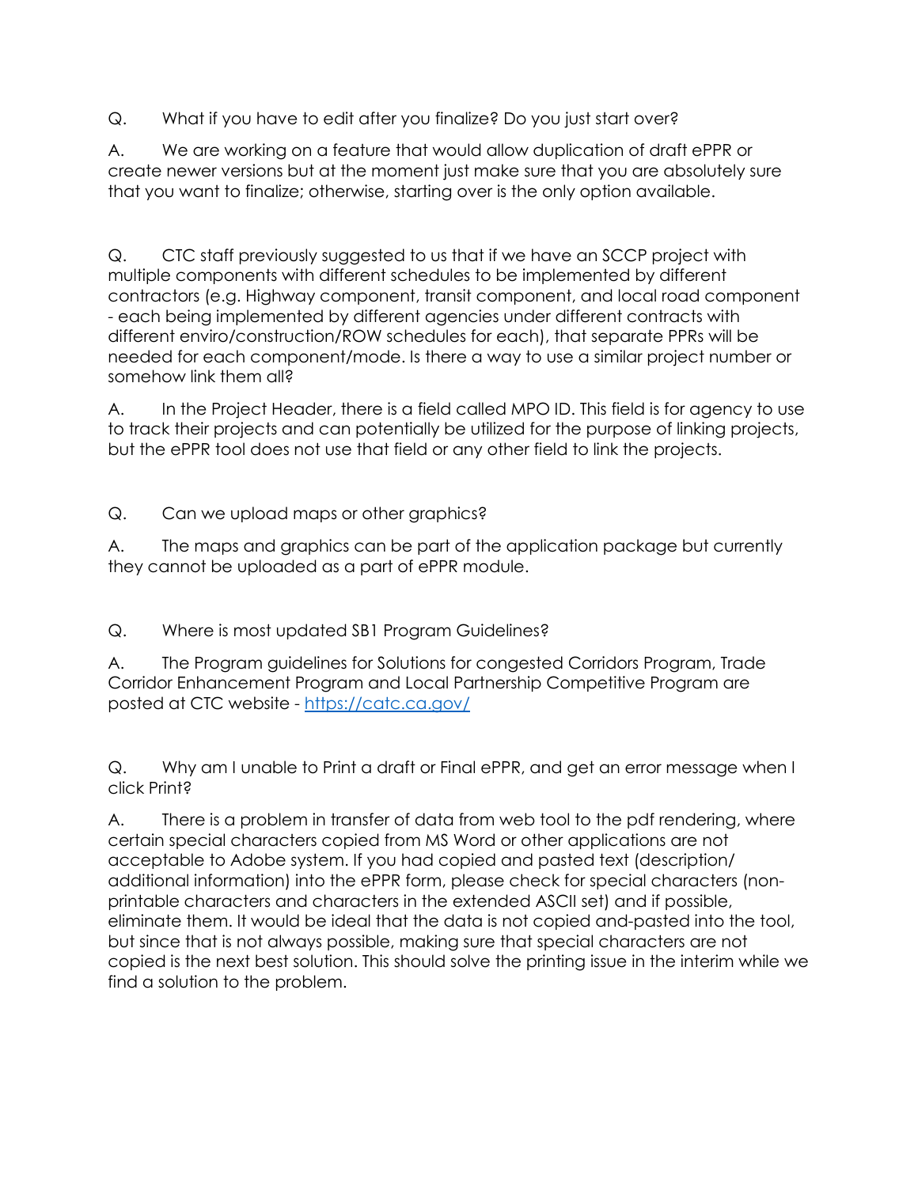Q. What if you have to edit after you finalize? Do you just start over?

A. We are working on a feature that would allow duplication of draft ePPR or create newer versions but at the moment just make sure that you are absolutely sure that you want to finalize; otherwise, starting over is the only option available.

Q. CTC staff previously suggested to us that if we have an SCCP project with multiple components with different schedules to be implemented by different contractors (e.g. Highway component, transit component, and local road component - each being implemented by different agencies under different contracts with different enviro/construction/ROW schedules for each), that separate PPRs will be needed for each component/mode. Is there a way to use a similar project number or somehow link them all?

A. In the Project Header, there is a field called MPO ID. This field is for agency to use to track their projects and can potentially be utilized for the purpose of linking projects, but the ePPR tool does not use that field or any other field to link the projects.

Q. Can we upload maps or other graphics?

A. The maps and graphics can be part of the application package but currently they cannot be uploaded as a part of ePPR module.

Q. Where is most updated SB1 Program Guidelines?

A. The Program guidelines for Solutions for congested Corridors Program, Trade Corridor Enhancement Program and Local Partnership Competitive Program are posted at CTC website - [https://catc.ca.gov/](https://catc.ca.gov/)

Q. Why am I unable to Print a draft or Final ePPR, and get an error message when I click Print?

A. There is a problem in transfer of data from web tool to the pdf rendering, where certain special characters copied from MS Word or other applications are not acceptable to Adobe system. If you had copied and pasted text (description/ additional information) into the ePPR form, please check for special characters (non-printable characters and characters in the extended ASCII set) and if possible, eliminate them. It would be ideal that the data is not copied and-pasted into the tool, but since that is not always possible, making sure that special characters are not copied is the next best solution. This should solve the printing issue in the interim while we find a solution to the problem.